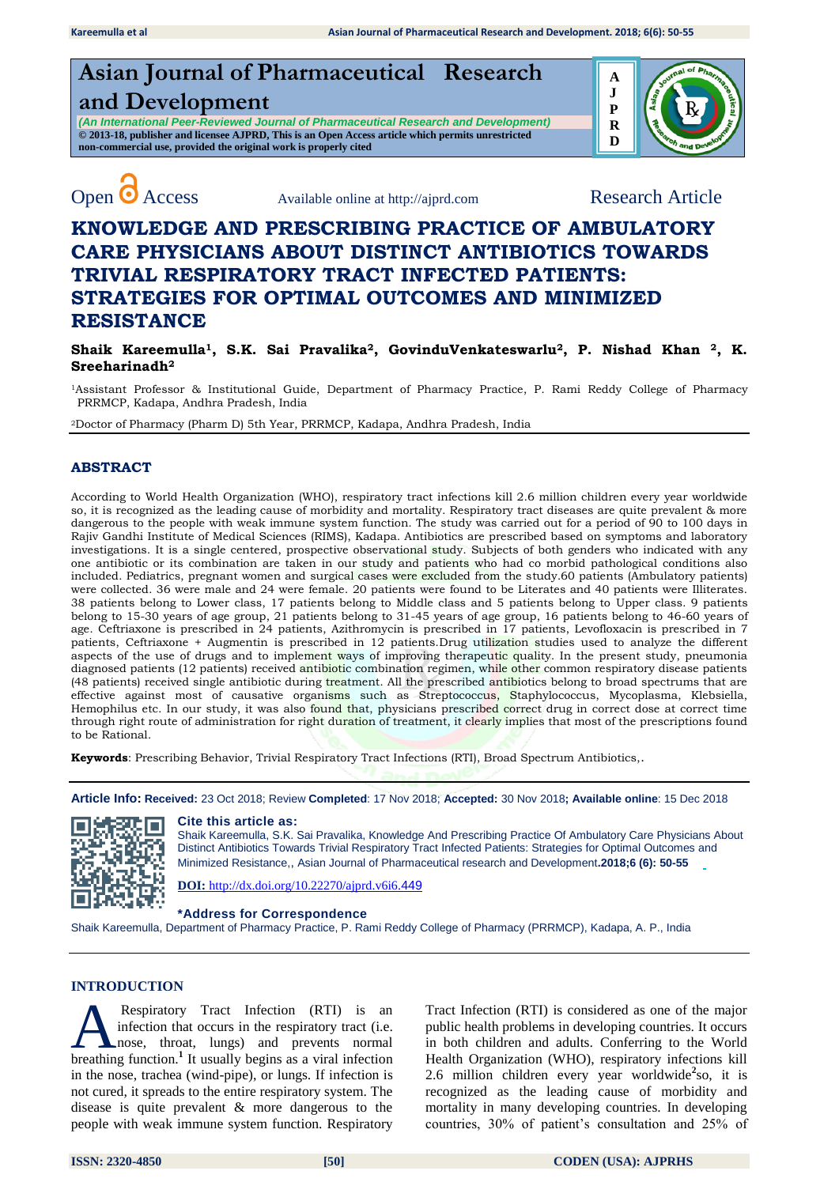# Asian Journal of Pharmaceutical Research and Development

*(An International Peer-Reviewed Journal of Pharmaceutical Research and Development)*

**© 2013-18, publisher and licensee AJPRD, This is an Open Access article which permits unrestricted non-commercial use, provided the original work is properly cited**

Open Access Available online at http://ajprd.com Research Article

# KNOWLEDGE AND PRESCRIBING PRACTICE OF AMBULATORY CARE PHYSICIANS ABOUT DISTINCT ANTIBIOTICS TOWARDS TRIVIAL RESPIRATORY TRACT INFECTED PATIENTS: STRATEGIES FOR OPTIMAL OUTCOMES AND MINIMIZED RESISTANCE

**Shaik Kareemulla[1], S.K. Sai Pravalika[2], GovinduVenkateswarlu[2], P. Nishad Khan [2], K. Sreeharinadh[2]**

[1]Assistant Professor & Institutional Guide, Department of Pharmacy Practice, P. Rami Reddy College of Pharmacy PRRMCP, Kadapa, Andhra Pradesh, India

[2]Doctor of Pharmacy (Pharm D) 5th Year, PRRMCP, Kadapa, Andhra Pradesh, India

## ABSTRACT

According to World Health Organization (WHO), respiratory tract infections kill 2.6 million children every year worldwide so, it is recognized as the leading cause of morbidity and mortality. Respiratory tract diseases are quite prevalent & more dangerous to the people with weak immune system function. The study was carried out for a period of 90 to 100 days in Rajiv Gandhi Institute of Medical Sciences (RIMS), Kadapa. Antibiotics are prescribed based on symptoms and laboratory investigations. It is a single centered, prospective observational study. Subjects of both genders who indicated with any one antibiotic or its combination are taken in our study and patients who had co morbid pathological conditions also included. Pediatrics, pregnant women and surgical cases were excluded from the study.60 patients (Ambulatory patients) were collected. 36 were male and 24 were female. 20 patients were found to be Literates and 40 patients were Illiterates. 38 patients belong to Lower class, 17 patients belong to Middle class and 5 patients belong to Upper class. 9 patients belong to 15-30 years of age group, 21 patients belong to 31-45 years of age group, 16 patients belong to 46-60 years of age. Ceftriaxone is prescribed in 24 patients, Azithromycin is prescribed in 17 patients, Levofloxacin is prescribed in 7 patients, Ceftriaxone + Augmentin is prescribed in 12 patients.Drug utilization studies used to analyze the different aspects of the use of drugs and to implement ways of improving therapeutic quality. In the present study, pneumonia diagnosed patients (12 patients) received antibiotic combination regimen, while other common respiratory disease patients (48 patients) received single antibiotic during treatment. All the prescribed antibiotics belong to broad spectrums that are effective against most of causative organisms such as Streptococcus, Staphylococcus, Mycoplasma, Klebsiella, Hemophilus etc. In our study, it was also found that, physicians prescribed correct drug in correct dose at correct time through right route of administration for right duration of treatment, it clearly implies that most of the prescriptions found to be Rational.

**Keywords**: Prescribing Behavior, Trivial Respiratory Tract Infections (RTI), Broad Spectrum Antibiotics,.

**Article Info: Received:** 23 Oct 2018; Review **Completed**: 17 Nov 2018; **Accepted:** 30 Nov 2018**; Available online**: 15 Dec 2018

**Cite this article as:**

Shaik Kareemulla, S.K. Sai Pravalika, Knowledge And Prescribing Practice Of Ambulatory Care Physicians About Distinct Antibiotics Towards Trivial Respiratory Tract Infected Patients: Strategies for Optimal Outcomes and Minimized Resistance,, Asian Journal of Pharmaceutical research and Development.**2018;6 (6): 50-55**

**DOI:** http://dx.doi.org/10.22270/ajprd.v6i6.449

**\*Address for Correspondence**

Shaik Kareemulla, Department of Pharmacy Practice, P. Rami Reddy College of Pharmacy (PRRMCP), Kadapa, A. P., India

## INTRODUCTION

A Respiratory Tract Infection (RTI) is an infection that occurs in the respiratory tract (i.e. nose, throat, lungs) and prevents normal breathing function.[1] It usually begins as a viral infection in the nose, trachea (wind-pipe), or lungs. If infection is not cured, it spreads to the entire respiratory system. The disease is quite prevalent & more dangerous to the people with weak immune system function. Respiratory Tract Infection (RTI) is considered as one of the major public health problems in developing countries. It occurs in both children and adults. Conferring to the World Health Organization (WHO), respiratory infections kill 2.6 million children every year worldwide[2]so, it is recognized as the leading cause of morbidity and mortality in many developing countries. In developing countries, 30% of patient's consultation and 25% of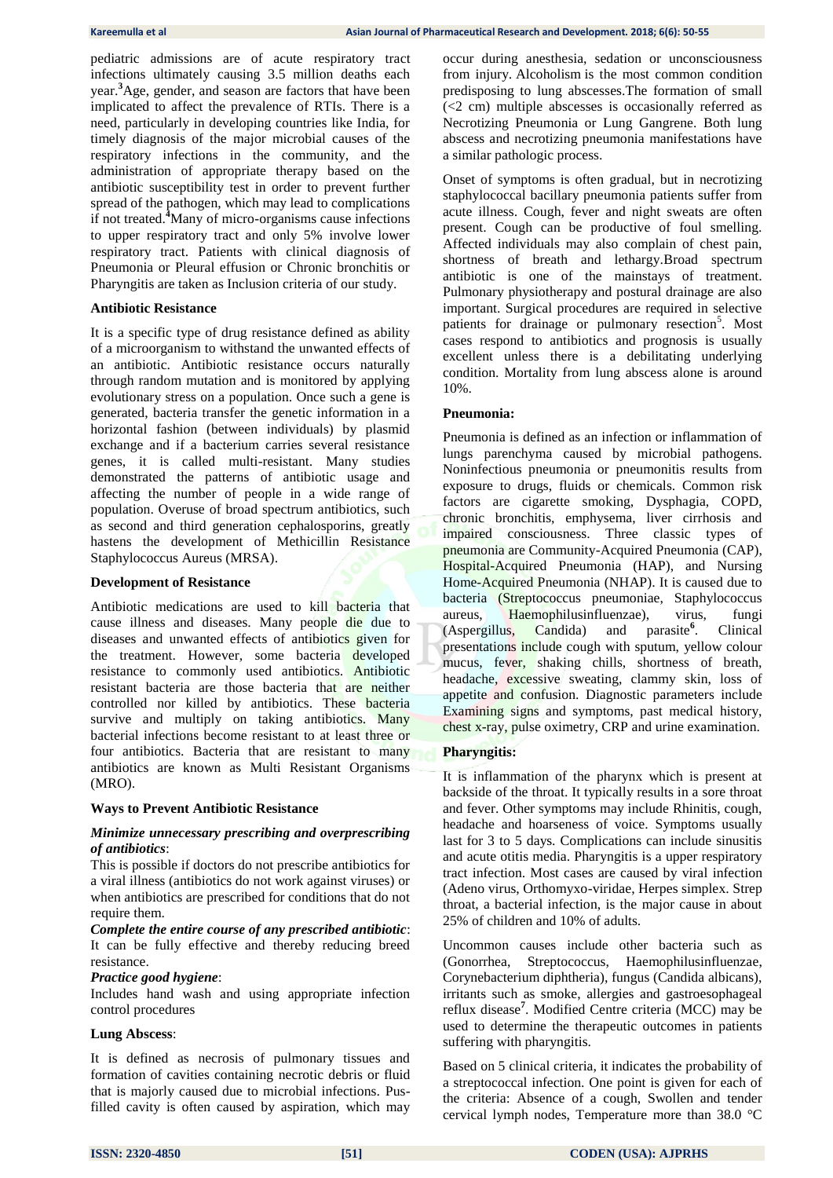pediatric admissions are of acute respiratory tract infections ultimately causing 3.5 million deaths each year.[3] Age, gender, and season are factors that have been implicated to affect the prevalence of RTIs. There is a need, particularly in developing countries like India, for timely diagnosis of the major microbial causes of the respiratory infections in the community, and the administration of appropriate therapy based on the antibiotic susceptibility test in order to prevent further spread of the pathogen, which may lead to complications if not treated.[4] Many of micro-organisms cause infections to upper respiratory tract and only 5% involve lower respiratory tract. Patients with clinical diagnosis of Pneumonia or Pleural effusion or Chronic bronchitis or Pharyngitis are taken as Inclusion criteria of our study.

### Antibiotic Resistance

It is a specific type of drug resistance defined as ability of a microorganism to withstand the unwanted effects of an antibiotic. Antibiotic resistance occurs naturally through random mutation and is monitored by applying evolutionary stress on a population. Once such a gene is generated, bacteria transfer the genetic information in a horizontal fashion (between individuals) by plasmid exchange and if a bacterium carries several resistance genes, it is called multi-resistant. Many studies demonstrated the patterns of antibiotic usage and affecting the number of people in a wide range of population. Overuse of broad spectrum antibiotics, such as second and third generation cephalosporins, greatly hastens the development of Methicillin Resistance Staphylococcus Aureus (MRSA).

### Development of Resistance

Antibiotic medications are used to kill bacteria that cause illness and diseases. Many people die due to diseases and unwanted effects of antibiotics given for the treatment. However, some bacteria developed resistance to commonly used antibiotics. Antibiotic resistant bacteria are those bacteria that are neither controlled nor killed by antibiotics. These bacteria survive and multiply on taking antibiotics. Many bacterial infections become resistant to at least three or four antibiotics. Bacteria that are resistant to many antibiotics are known as Multi Resistant Organisms (MRO).

### Ways to Prevent Antibiotic Resistance

***Minimize unnecessary prescribing and overprescribing of antibiotics***:

This is possible if doctors do not prescribe antibiotics for a viral illness (antibiotics do not work against viruses) or when antibiotics are prescribed for conditions that do not require them.

***Complete the entire course of any prescribed antibiotic***:
It can be fully effective and thereby reducing breed resistance.

***Practice good hygiene***:
Includes hand wash and using appropriate infection control procedures

### Lung Abscess:

It is defined as necrosis of pulmonary tissues and formation of cavities containing necrotic debris or fluid that is majorly caused due to microbial infections. Pus-filled cavity is often caused by aspiration, which may occur during anesthesia, sedation or unconsciousness from injury. Alcoholism is the most common condition predisposing to lung abscesses.The formation of small (<2 cm) multiple abscesses is occasionally referred as Necrotizing Pneumonia or Lung Gangrene. Both lung abscess and necrotizing pneumonia manifestations have a similar pathologic process.

Onset of symptoms is often gradual, but in necrotizing staphylococcal bacillary pneumonia patients suffer from acute illness. Cough, fever and night sweats are often present. Cough can be productive of foul smelling. Affected individuals may also complain of chest pain, shortness of breath and lethargy.Broad spectrum antibiotic is one of the mainstays of treatment. Pulmonary physiotherapy and postural drainage are also important. Surgical procedures are required in selective patients for drainage or pulmonary resection[5]. Most cases respond to antibiotics and prognosis is usually excellent unless there is a debilitating underlying condition. Mortality from lung abscess alone is around 10%.

### Pneumonia:

Pneumonia is defined as an infection or inflammation of lungs parenchyma caused by microbial pathogens. Noninfectious pneumonia or pneumonitis results from exposure to drugs, fluids or chemicals. Common risk factors are cigarette smoking, Dysphagia, COPD, chronic bronchitis, emphysema, liver cirrhosis and impaired consciousness. Three classic types of pneumonia are Community-Acquired Pneumonia (CAP), Hospital-Acquired Pneumonia (HAP), and Nursing Home-Acquired Pneumonia (NHAP). It is caused due to bacteria (Streptococcus pneumoniae, Staphylococcus aureus, Haemophilusinfluenzae), virus, fungi (Aspergillus, Candida) and parasite[6]. Clinical presentations include cough with sputum, yellow colour mucus, fever, shaking chills, shortness of breath, headache, excessive sweating, clammy skin, loss of appetite and confusion. Diagnostic parameters include Examining signs and symptoms, past medical history, chest x-ray, pulse oximetry, CRP and urine examination.

### Pharyngitis:

It is inflammation of the pharynx which is present at backside of the throat. It typically results in a sore throat and fever. Other symptoms may include Rhinitis, cough, headache and hoarseness of voice. Symptoms usually last for 3 to 5 days. Complications can include sinusitis and acute otitis media. Pharyngitis is a upper respiratory tract infection. Most cases are caused by viral infection (Adeno virus, Orthomyxo-viridae, Herpes simplex. Strep throat, a bacterial infection, is the major cause in about 25% of children and 10% of adults.

Uncommon causes include other bacteria such as (Gonorrhea, Streptococcus, Haemophilusinfluenzae, Corynebacterium diphtheria), fungus (Candida albicans), irritants such as smoke, allergies and gastroesophageal reflux disease[7]. Modified Centre criteria (MCC) may be used to determine the therapeutic outcomes in patients suffering with pharyngitis.

Based on 5 clinical criteria, it indicates the probability of a streptococcal infection. One point is given for each of the criteria: Absence of a cough, Swollen and tender cervical lymph nodes, Temperature more than 38.0 °C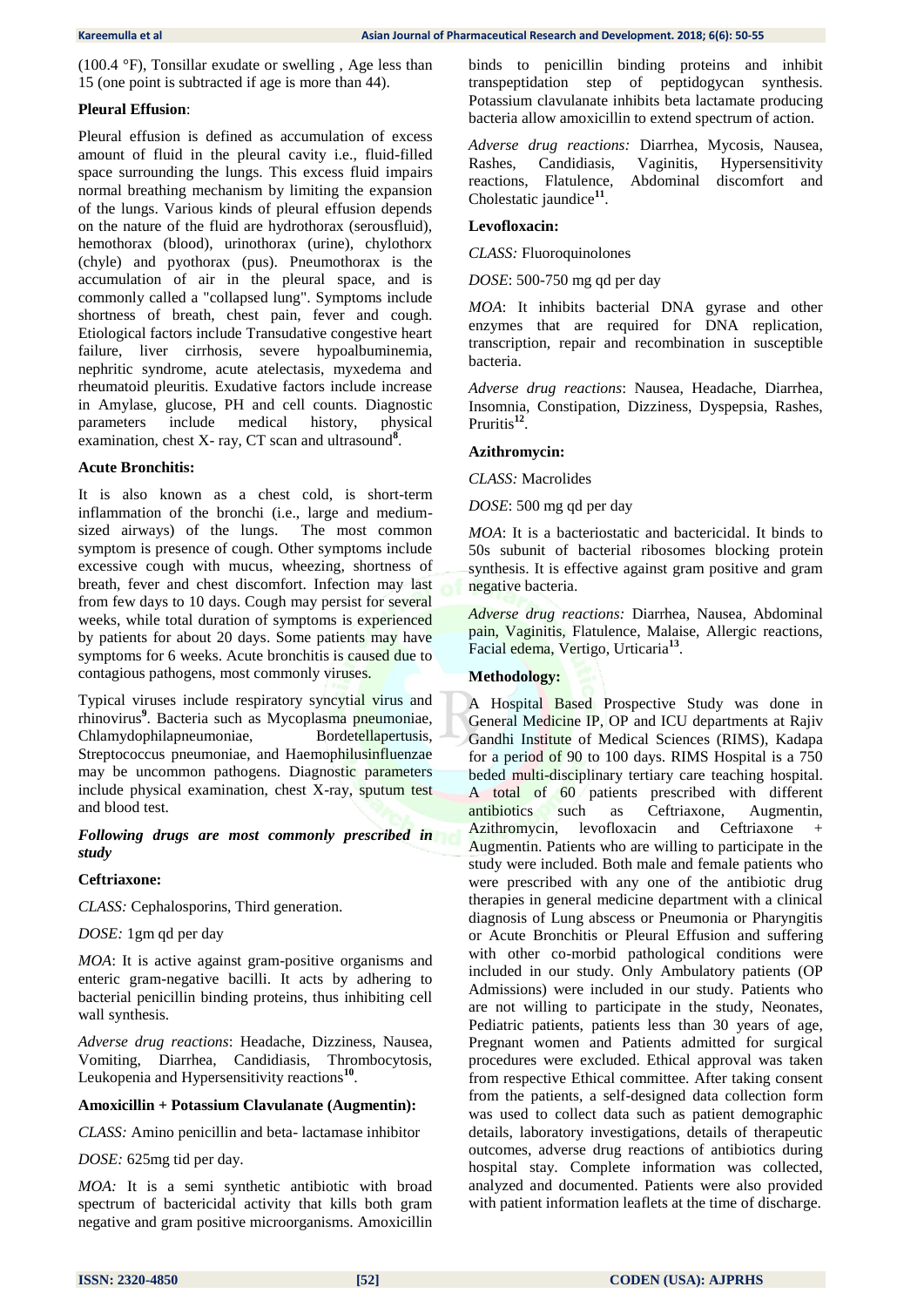(100.4 °F), Tonsillar exudate or swelling , Age less than 15 (one point is subtracted if age is more than 44).

**Pleural Effusion**:

Pleural effusion is defined as accumulation of excess amount of fluid in the pleural cavity i.e., fluid-filled space surrounding the lungs. This excess fluid impairs normal breathing mechanism by limiting the expansion of the lungs. Various kinds of pleural effusion depends on the nature of the fluid are hydrothorax (serousfluid), hemothorax (blood), urinothorax (urine), chylothorx (chyle) and pyothorax (pus). Pneumothorax is the accumulation of air in the pleural space, and is commonly called a "collapsed lung". Symptoms include shortness of breath, chest pain, fever and cough. Etiological factors include Transudative congestive heart failure, liver cirrhosis, severe hypoalbuminemia, nephritic syndrome, acute atelectasis, myxedema and rheumatoid pleuritis. Exudative factors include increase in Amylase, glucose, PH and cell counts. Diagnostic parameters include medical history, physical examination, chest X- ray, CT scan and ultrasound[8].

**Acute Bronchitis:**

It is also known as a chest cold, is short-term inflammation of the bronchi (i.e., large and medium-sized airways) of the lungs. The most common symptom is presence of cough. Other symptoms include excessive cough with mucus, wheezing, shortness of breath, fever and chest discomfort. Infection may last from few days to 10 days. Cough may persist for several weeks, while total duration of symptoms is experienced by patients for about 20 days. Some patients may have symptoms for 6 weeks. Acute bronchitis is caused due to contagious pathogens, most commonly viruses.

Typical viruses include respiratory syncytial virus and rhinovirus[9]. Bacteria such as Mycoplasma pneumoniae, Chlamydophilapneumoniae, Bordetellapertusis, Streptococcus pneumoniae, and Haemophilusinfluenzae may be uncommon pathogens. Diagnostic parameters include physical examination, chest X-ray, sputum test and blood test.

***Following drugs are most commonly prescribed in study***

**Ceftriaxone:**

*CLASS:* Cephalosporins, Third generation.

*DOSE:* 1gm qd per day

*MOA*: It is active against gram-positive organisms and enteric gram-negative bacilli. It acts by adhering to bacterial penicillin binding proteins, thus inhibiting cell wall synthesis.

*Adverse drug reactions*: Headache, Dizziness, Nausea, Vomiting, Diarrhea, Candidiasis, Thrombocytosis, Leukopenia and Hypersensitivity reactions[10].

**Amoxicillin + Potassium Clavulanate (Augmentin):**

*CLASS:* Amino penicillin and beta- lactamase inhibitor

*DOSE:* 625mg tid per day.

*MOA:* It is a semi synthetic antibiotic with broad spectrum of bactericidal activity that kills both gram negative and gram positive microorganisms. Amoxicillin binds to penicillin binding proteins and inhibit transpeptidation step of peptidogycan synthesis. Potassium clavulanate inhibits beta lactamate producing bacteria allow amoxicillin to extend spectrum of action.

*Adverse drug reactions:* Diarrhea, Mycosis, Nausea, Rashes, Candidiasis, Vaginitis, Hypersensitivity reactions, Flatulence, Abdominal discomfort and Cholestatic jaundice[11].

**Levofloxacin:**

*CLASS:* Fluoroquinolones

*DOSE*: 500-750 mg qd per day

*MOA*: It inhibits bacterial DNA gyrase and other enzymes that are required for DNA replication, transcription, repair and recombination in susceptible bacteria.

*Adverse drug reactions*: Nausea, Headache, Diarrhea, Insomnia, Constipation, Dizziness, Dyspepsia, Rashes, Pruritis[12].

**Azithromycin:**

*CLASS:* Macrolides

*DOSE*: 500 mg qd per day

*MOA*: It is a bacteriostatic and bactericidal. It binds to 50s subunit of bacterial ribosomes blocking protein synthesis. It is effective against gram positive and gram negative bacteria.

*Adverse drug reactions:* Diarrhea, Nausea, Abdominal pain, Vaginitis, Flatulence, Malaise, Allergic reactions, Facial edema, Vertigo, Urticaria[13].

**Methodology:**

A Hospital Based Prospective Study was done in General Medicine IP, OP and ICU departments at Rajiv Gandhi Institute of Medical Sciences (RIMS), Kadapa for a period of 90 to 100 days. RIMS Hospital is a 750 beded multi-disciplinary tertiary care teaching hospital. A total of 60 patients prescribed with different antibiotics such as Ceftriaxone, Augmentin, Azithromycin, levofloxacin and Ceftriaxone + Augmentin. Patients who are willing to participate in the study were included. Both male and female patients who were prescribed with any one of the antibiotic drug therapies in general medicine department with a clinical diagnosis of Lung abscess or Pneumonia or Pharyngitis or Acute Bronchitis or Pleural Effusion and suffering with other co-morbid pathological conditions were included in our study. Only Ambulatory patients (OP Admissions) were included in our study. Patients who are not willing to participate in the study, Neonates, Pediatric patients, patients less than 30 years of age, Pregnant women and Patients admitted for surgical procedures were excluded. Ethical approval was taken from respective Ethical committee. After taking consent from the patients, a self-designed data collection form was used to collect data such as patient demographic details, laboratory investigations, details of therapeutic outcomes, adverse drug reactions of antibiotics during hospital stay. Complete information was collected, analyzed and documented. Patients were also provided with patient information leaflets at the time of discharge.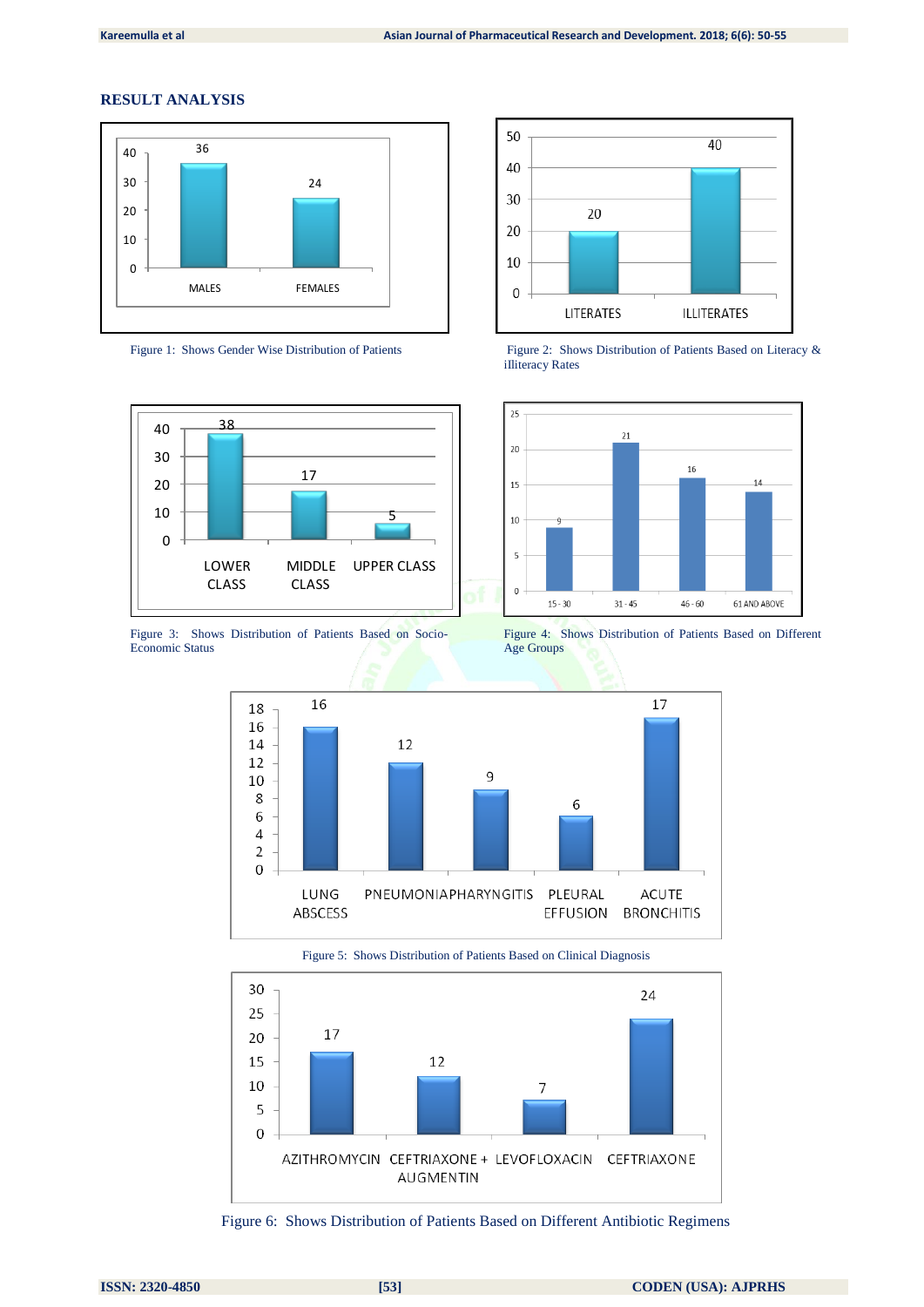## RESULT ANALYSIS

Figure 1: Shows Gender Wise Distribution of Patients

Figure 2: Shows Distribution of Patients Based on Literacy & illiteracy Rates

Figure 3: Shows Distribution of Patients Based on Socio-Economic Status

Figure 4: Shows Distribution of Patients Based on Different Age Groups

Figure 5: Shows Distribution of Patients Based on Clinical Diagnosis

Figure 6: Shows Distribution of Patients Based on Different Antibiotic Regimens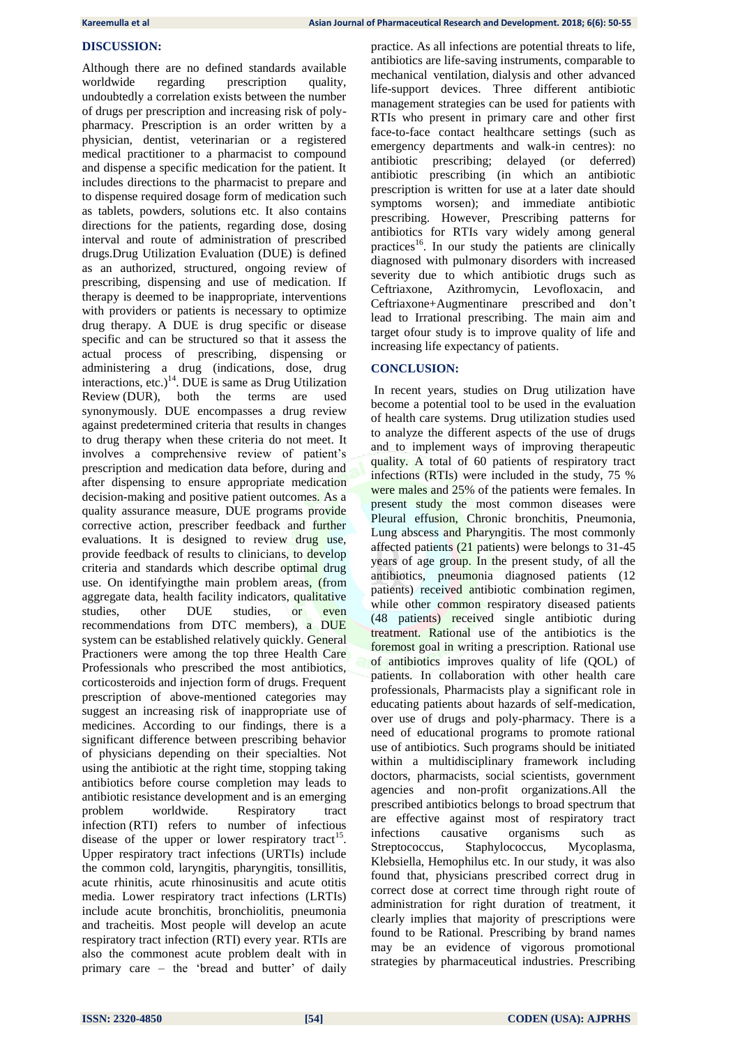## DISCUSSION:

Although there are no defined standards available worldwide regarding prescription quality, undoubtedly a correlation exists between the number of drugs per prescription and increasing risk of poly-pharmacy. Prescription is an order written by a physician, dentist, veterinarian or a registered medical practitioner to a pharmacist to compound and dispense a specific medication for the patient. It includes directions to the pharmacist to prepare and to dispense required dosage form of medication such as tablets, powders, solutions etc. It also contains directions for the patients, regarding dose, dosing interval and route of administration of prescribed drugs.Drug Utilization Evaluation (DUE) is defined as an authorized, structured, ongoing review of prescribing, dispensing and use of medication. If therapy is deemed to be inappropriate, interventions with providers or patients is necessary to optimize drug therapy. A DUE is drug specific or disease specific and can be structured so that it assess the actual process of prescribing, dispensing or administering a drug (indications, dose, drug interactions, etc.)[14]. DUE is same as Drug Utilization Review (DUR), both the terms are used synonymously. DUE encompasses a drug review against predetermined criteria that results in changes to drug therapy when these criteria do not meet. It involves a comprehensive review of patient's prescription and medication data before, during and after dispensing to ensure appropriate medication decision-making and positive patient outcomes. As a quality assurance measure, DUE programs provide corrective action, prescriber feedback and further evaluations. It is designed to review drug use, provide feedback of results to clinicians, to develop criteria and standards which describe optimal drug use. On identifyingthe main problem areas, (from aggregate data, health facility indicators, qualitative studies, other DUE studies, or even recommendations from DTC members), a DUE system can be established relatively quickly. General Practioners were among the top three Health Care Professionals who prescribed the most antibiotics, corticosteroids and injection form of drugs. Frequent prescription of above-mentioned categories may suggest an increasing risk of inappropriate use of medicines. According to our findings, there is a significant difference between prescribing behavior of physicians depending on their specialties. Not using the antibiotic at the right time, stopping taking antibiotics before course completion may leads to antibiotic resistance development and is an emerging problem worldwide. Respiratory tract infection (RTI) refers to number of infectious disease of the upper or lower respiratory tract[15]. Upper respiratory tract infections (URTIs) include the common cold, laryngitis, pharyngitis, tonsillitis, acute rhinitis, acute rhinosinusitis and acute otitis media. Lower respiratory tract infections (LRTIs) include acute bronchitis, bronchiolitis, pneumonia and tracheitis. Most people will develop an acute respiratory tract infection (RTI) every year. RTIs are also the commonest acute problem dealt with in primary care – the 'bread and butter' of daily practice. As all infections are potential threats to life, antibiotics are life-saving instruments, comparable to mechanical ventilation, dialysis and other advanced life-support devices. Three different antibiotic management strategies can be used for patients with RTIs who present in primary care and other first face-to-face contact healthcare settings (such as emergency departments and walk-in centres): no antibiotic prescribing; delayed (or deferred) antibiotic prescribing (in which an antibiotic prescription is written for use at a later date should symptoms worsen); and immediate antibiotic prescribing. However, Prescribing patterns for antibiotics for RTIs vary widely among general practices[16]. In our study the patients are clinically diagnosed with pulmonary disorders with increased severity due to which antibiotic drugs such as Ceftriaxone, Azithromycin, Levofloxacin, and Ceftriaxone+Augmentinare prescribed and don't lead to Irrational prescribing. The main aim and target ofour study is to improve quality of life and increasing life expectancy of patients.

## CONCLUSION:

In recent years, studies on Drug utilization have become a potential tool to be used in the evaluation of health care systems. Drug utilization studies used to analyze the different aspects of the use of drugs and to implement ways of improving therapeutic quality. A total of 60 patients of respiratory tract infections (RTIs) were included in the study, 75 % were males and 25% of the patients were females. In present study the most common diseases were Pleural effusion, Chronic bronchitis, Pneumonia, Lung abscess and Pharyngitis. The most commonly affected patients (21 patients) were belongs to 31-45 years of age group. In the present study, of all the antibiotics, pneumonia diagnosed patients (12 patients) received antibiotic combination regimen, while other common respiratory diseased patients (48 patients) received single antibiotic during treatment. Rational use of the antibiotics is the foremost goal in writing a prescription. Rational use of antibiotics improves quality of life (QOL) of patients. In collaboration with other health care professionals, Pharmacists play a significant role in educating patients about hazards of self-medication, over use of drugs and poly-pharmacy. There is a need of educational programs to promote rational use of antibiotics. Such programs should be initiated within a multidisciplinary framework including doctors, pharmacists, social scientists, government agencies and non-profit organizations.All the prescribed antibiotics belongs to broad spectrum that are effective against most of respiratory tract infections causative organisms such as Streptococcus, Staphylococcus, Mycoplasma, Klebsiella, Hemophilus etc. In our study, it was also found that, physicians prescribed correct drug in correct dose at correct time through right route of administration for right duration of treatment, it clearly implies that majority of prescriptions were found to be Rational. Prescribing by brand names may be an evidence of vigorous promotional strategies by pharmaceutical industries. Prescribing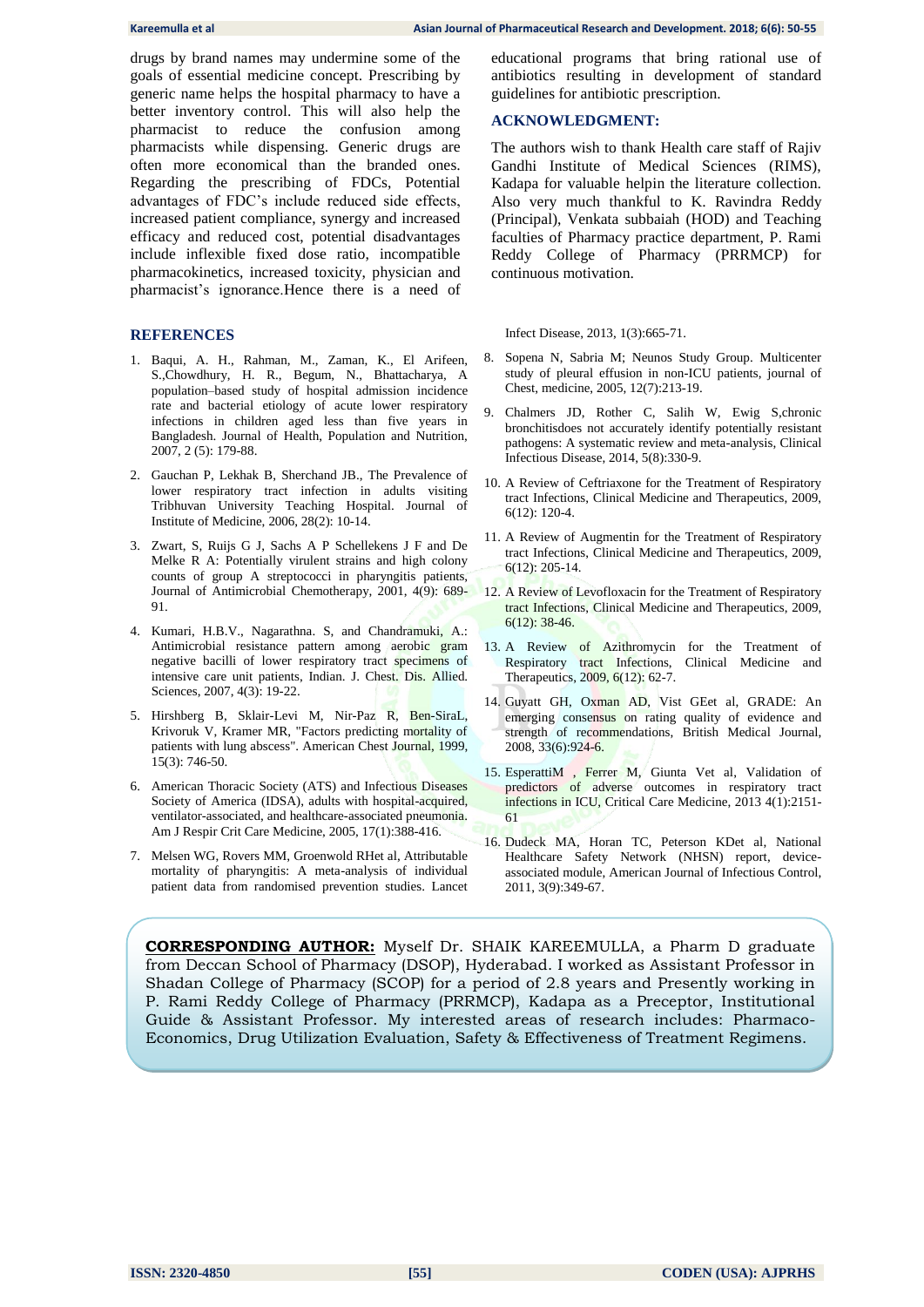drugs by brand names may undermine some of the goals of essential medicine concept. Prescribing by generic name helps the hospital pharmacy to have a better inventory control. This will also help the pharmacist to reduce the confusion among pharmacists while dispensing. Generic drugs are often more economical than the branded ones. Regarding the prescribing of FDCs, Potential advantages of FDC's include reduced side effects, increased patient compliance, synergy and increased efficacy and reduced cost, potential disadvantages include inflexible fixed dose ratio, incompatible pharmacokinetics, increased toxicity, physician and pharmacist's ignorance.Hence there is a need of educational programs that bring rational use of antibiotics resulting in development of standard guidelines for antibiotic prescription.

## ACKNOWLEDGMENT:

The authors wish to thank Health care staff of Rajiv Gandhi Institute of Medical Sciences (RIMS), Kadapa for valuable helpin the literature collection. Also very much thankful to K. Ravindra Reddy (Principal), Venkata subbaiah (HOD) and Teaching faculties of Pharmacy practice department, P. Rami Reddy College of Pharmacy (PRRMCP) for continuous motivation.

## REFERENCES

1. Baqui, A. H., Rahman, M., Zaman, K., El Arifeen, S.,Chowdhury, H. R., Begum, N., Bhattacharya, A population–based study of hospital admission incidence rate and bacterial etiology of acute lower respiratory infections in children aged less than five years in Bangladesh. Journal of Health, Population and Nutrition, 2007, 2 (5): 179-88.
2. Gauchan P, Lekhak B, Sherchand JB., The Prevalence of lower respiratory tract infection in adults visiting Tribhuvan University Teaching Hospital. Journal of Institute of Medicine, 2006, 28(2): 10-14.
3. Zwart, S, Ruijs G J, Sachs A P Schellekens J F and De Melke R A: Potentially virulent strains and high colony counts of group A streptococci in pharyngitis patients, Journal of Antimicrobial Chemotherapy, 2001, 4(9): 689-91.
4. Kumari, H.B.V., Nagarathna. S, and Chandramuki, A.: Antimicrobial resistance pattern among aerobic gram negative bacilli of lower respiratory tract specimens of intensive care unit patients, Indian. J. Chest. Dis. Allied. Sciences, 2007, 4(3): 19-22.
5. Hirshberg B, Sklair-Levi M, Nir-Paz R, Ben-SiraL, Krivoruk V, Kramer MR, "Factors predicting mortality of patients with lung abscess". American Chest Journal, 1999, 15(3): 746-50.
6. American Thoracic Society (ATS) and Infectious Diseases Society of America (IDSA), adults with hospital-acquired, ventilator-associated, and healthcare-associated pneumonia. Am J Respir Crit Care Medicine, 2005, 17(1):388-416.
7. Melsen WG, Rovers MM, Groenwold RHet al, Attributable mortality of pharyngitis: A meta-analysis of individual patient data from randomised prevention studies. Lancet Infect Disease, 2013, 1(3):665-71.
8. Sopena N, Sabria M; Neunos Study Group. Multicenter study of pleural effusion in non-ICU patients, journal of Chest, medicine, 2005, 12(7):213-19.
9. Chalmers JD, Rother C, Salih W, Ewig S,chronic bronchitisdoes not accurately identify potentially resistant pathogens: A systematic review and meta-analysis, Clinical Infectious Disease, 2014, 5(8):330-9.
10. A Review of Ceftriaxone for the Treatment of Respiratory tract Infections, Clinical Medicine and Therapeutics, 2009, 6(12): 120-4.
11. A Review of Augmentin for the Treatment of Respiratory tract Infections, Clinical Medicine and Therapeutics, 2009, 6(12): 205-14.
12. A Review of Levofloxacin for the Treatment of Respiratory tract Infections, Clinical Medicine and Therapeutics, 2009, 6(12): 38-46.
13. A Review of Azithromycin for the Treatment of Respiratory tract Infections, Clinical Medicine and Therapeutics, 2009, 6(12): 62-7.
14. Guyatt GH, Oxman AD, Vist GEet al, GRADE: An emerging consensus on rating quality of evidence and strength of recommendations, British Medical Journal, 2008, 33(6):924-6.
15. EsperattiM , Ferrer M, Giunta Vet al, Validation of predictors of adverse outcomes in respiratory tract infections in ICU, Critical Care Medicine, 2013 4(1):2151-61
16. Dudeck MA, Horan TC, Peterson KDet al, National Healthcare Safety Network (NHSN) report, device-associated module, American Journal of Infectious Control, 2011, 3(9):349-67.

**CORRESPONDING AUTHOR:** Myself Dr. SHAIK KAREEMULLA, a Pharm D graduate from Deccan School of Pharmacy (DSOP), Hyderabad. I worked as Assistant Professor in Shadan College of Pharmacy (SCOP) for a period of 2.8 years and Presently working in P. Rami Reddy College of Pharmacy (PRRMCP), Kadapa as a Preceptor, Institutional Guide & Assistant Professor. My interested areas of research includes: Pharmaco-Economics, Drug Utilization Evaluation, Safety & Effectiveness of Treatment Regimens.